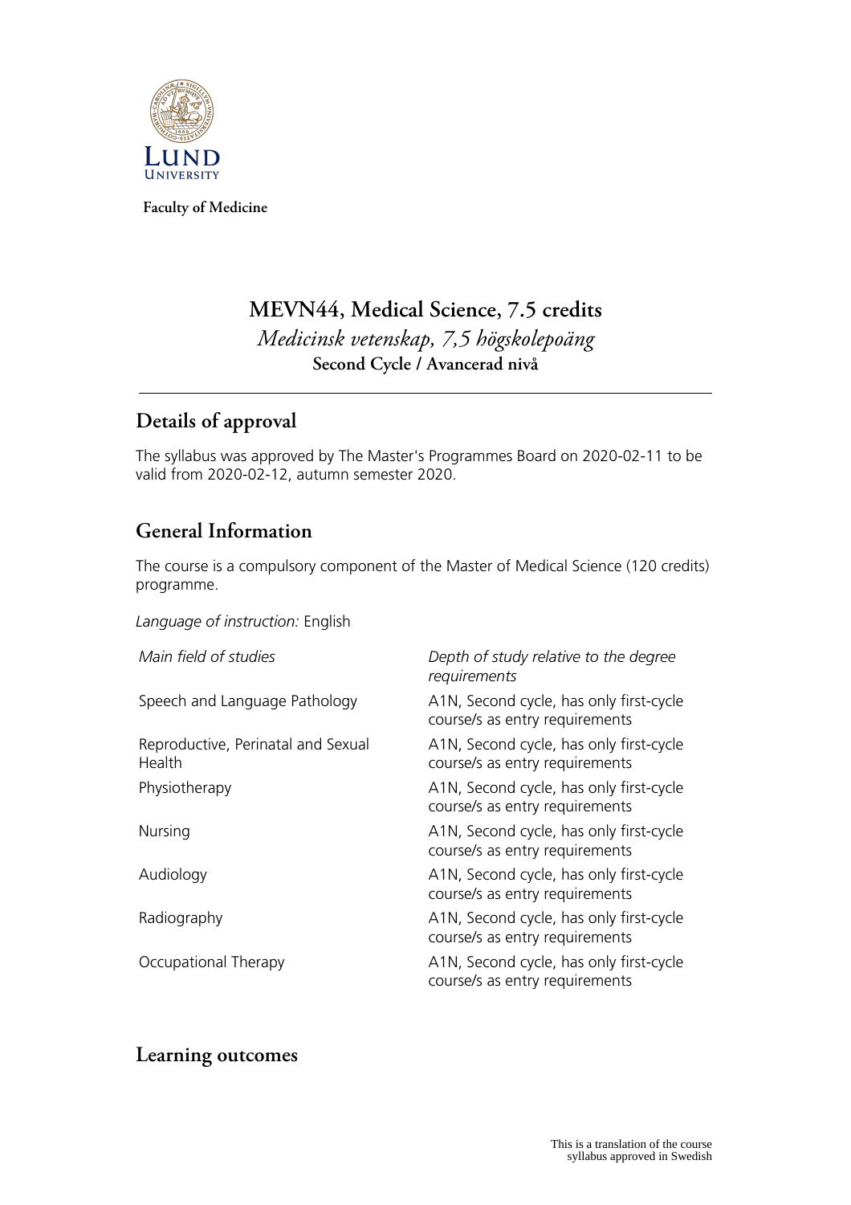Faculty of Medicine

# MEVN44, Medical Science, 7.5 credits

*Medicinsk vetenskap, 7,5 högskolepoäng*

**Second Cycle / Avancerad nivå**

## Details of approval

The syllabus was approved by The Master's Programmes Board on 2020-02-11 to be valid from 2020-02-12, autumn semester 2020.

## General Information

The course is a compulsory component of the Master of Medical Science (120 credits) programme.

*Language of instruction:* English

| *Main field of studies* | *Depth of study relative to the degree requirements* |
| --- | --- |
| Speech and Language Pathology | A1N, Second cycle, has only first-cycle course/s as entry requirements |
| Reproductive, Perinatal and Sexual Health | A1N, Second cycle, has only first-cycle course/s as entry requirements |
| Physiotherapy | A1N, Second cycle, has only first-cycle course/s as entry requirements |
| Nursing | A1N, Second cycle, has only first-cycle course/s as entry requirements |
| Audiology | A1N, Second cycle, has only first-cycle course/s as entry requirements |
| Radiography | A1N, Second cycle, has only first-cycle course/s as entry requirements |
| Occupational Therapy | A1N, Second cycle, has only first-cycle course/s as entry requirements |

## Learning outcomes

This is a translation of the course syllabus approved in Swedish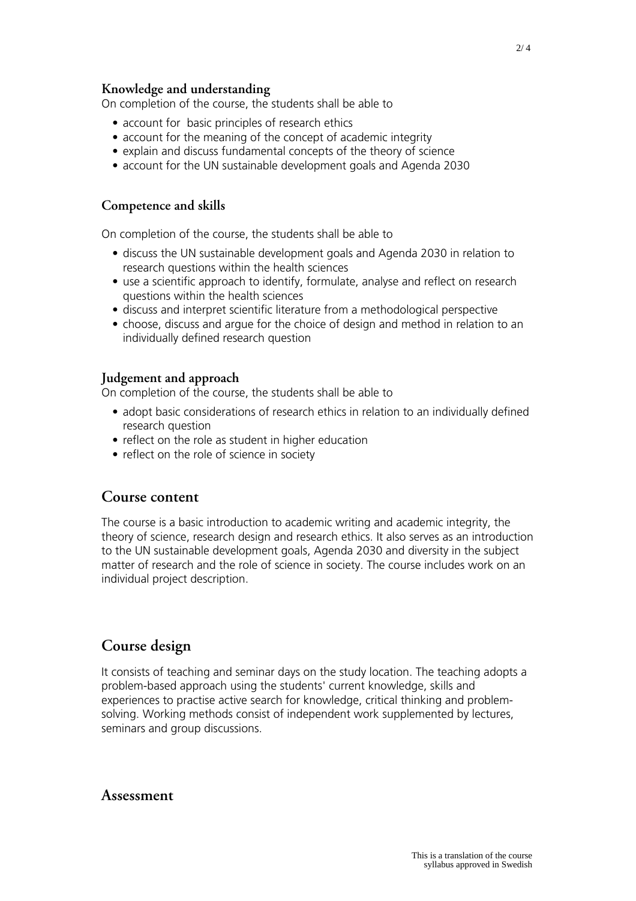### Knowledge and understanding

On completion of the course, the students shall be able to

- account for basic principles of research ethics
- account for the meaning of the concept of academic integrity
- explain and discuss fundamental concepts of the theory of science
- account for the UN sustainable development goals and Agenda 2030

### Competence and skills

On completion of the course, the students shall be able to

- discuss the UN sustainable development goals and Agenda 2030 in relation to research questions within the health sciences
- use a scientific approach to identify, formulate, analyse and reflect on research questions within the health sciences
- discuss and interpret scientific literature from a methodological perspective
- choose, discuss and argue for the choice of design and method in relation to an individually defined research question

### Judgement and approach

On completion of the course, the students shall be able to

- adopt basic considerations of research ethics in relation to an individually defined research question
- reflect on the role as student in higher education
- reflect on the role of science in society

## Course content

The course is a basic introduction to academic writing and academic integrity, the theory of science, research design and research ethics. It also serves as an introduction to the UN sustainable development goals, Agenda 2030 and diversity in the subject matter of research and the role of science in society. The course includes work on an individual project description.

## Course design

It consists of teaching and seminar days on the study location. The teaching adopts a problem-based approach using the students' current knowledge, skills and experiences to practise active search for knowledge, critical thinking and problem-solving. Working methods consist of independent work supplemented by lectures, seminars and group discussions.

## Assessment

This is a translation of the course syllabus approved in Swedish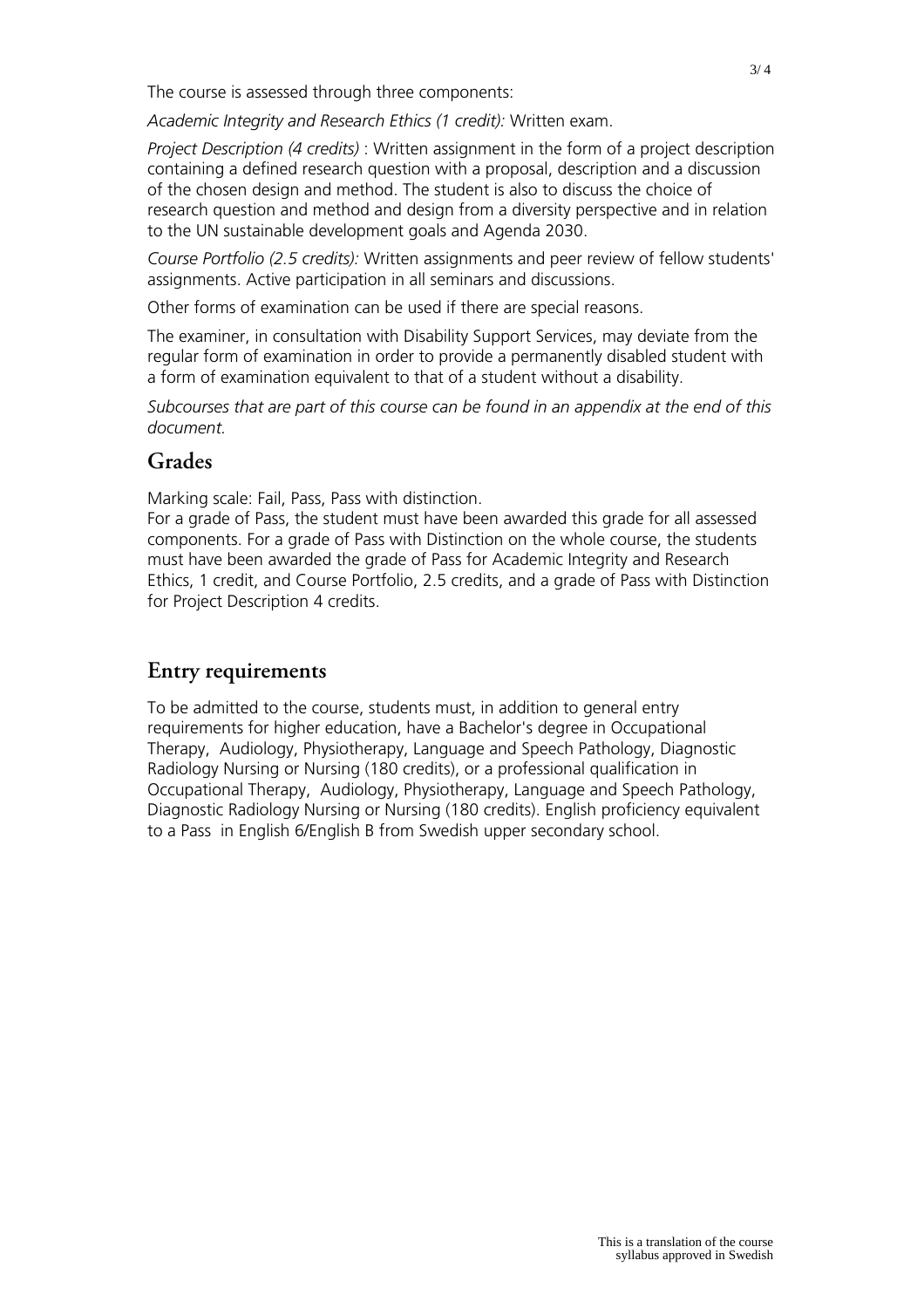The course is assessed through three components:

*Academic Integrity and Research Ethics (1 credit):* Written exam.

*Project Description (4 credits)* : Written assignment in the form of a project description containing a defined research question with a proposal, description and a discussion of the chosen design and method. The student is also to discuss the choice of research question and method and design from a diversity perspective and in relation to the UN sustainable development goals and Agenda 2030.

*Course Portfolio (2.5 credits):* Written assignments and peer review of fellow students' assignments. Active participation in all seminars and discussions.

Other forms of examination can be used if there are special reasons.

The examiner, in consultation with Disability Support Services, may deviate from the regular form of examination in order to provide a permanently disabled student with a form of examination equivalent to that of a student without a disability.

*Subcourses that are part of this course can be found in an appendix at the end of this document.*

## Grades

Marking scale: Fail, Pass, Pass with distinction.
For a grade of Pass, the student must have been awarded this grade for all assessed components. For a grade of Pass with Distinction on the whole course, the students must have been awarded the grade of Pass for Academic Integrity and Research Ethics, 1 credit, and Course Portfolio, 2.5 credits, and a grade of Pass with Distinction for Project Description 4 credits.

## Entry requirements

To be admitted to the course, students must, in addition to general entry requirements for higher education, have a Bachelor's degree in Occupational Therapy, Audiology, Physiotherapy, Language and Speech Pathology, Diagnostic Radiology Nursing or Nursing (180 credits), or a professional qualification in Occupational Therapy, Audiology, Physiotherapy, Language and Speech Pathology, Diagnostic Radiology Nursing or Nursing (180 credits). English proficiency equivalent to a Pass in English 6/English B from Swedish upper secondary school.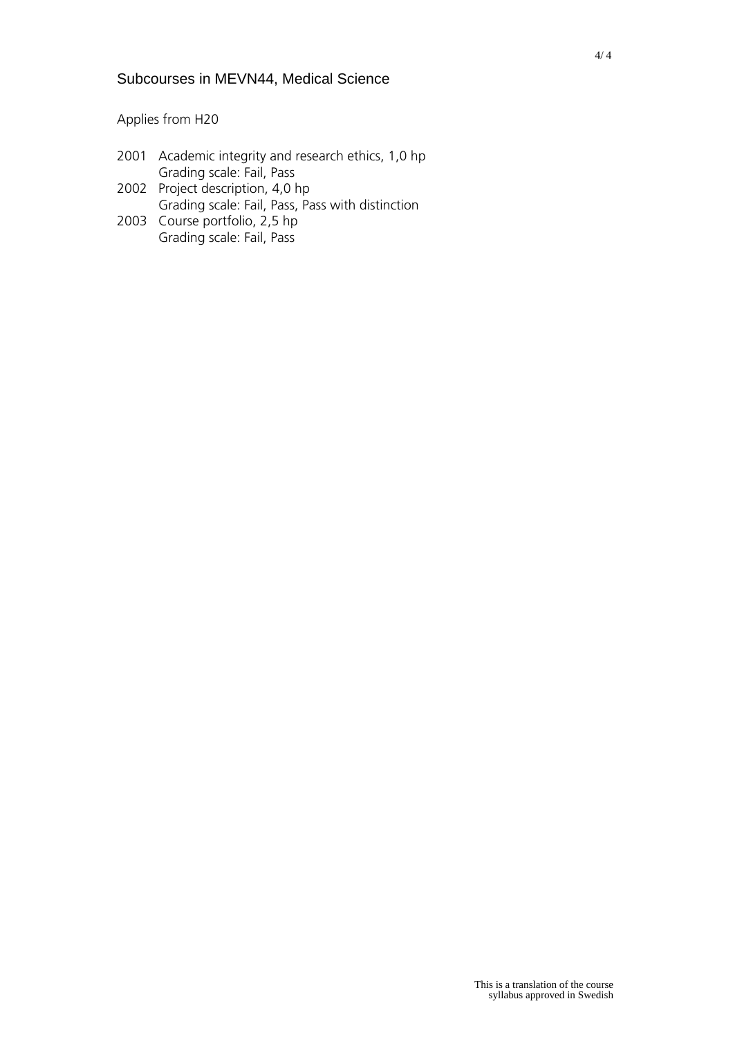## Subcourses in MEVN44, Medical Science

Applies from H20

2001 Academic integrity and research ethics, 1,0 hp
Grading scale: Fail, Pass

2002 Project description, 4,0 hp
Grading scale: Fail, Pass, Pass with distinction

2003 Course portfolio, 2,5 hp
Grading scale: Fail, Pass

This is a translation of the course syllabus approved in Swedish